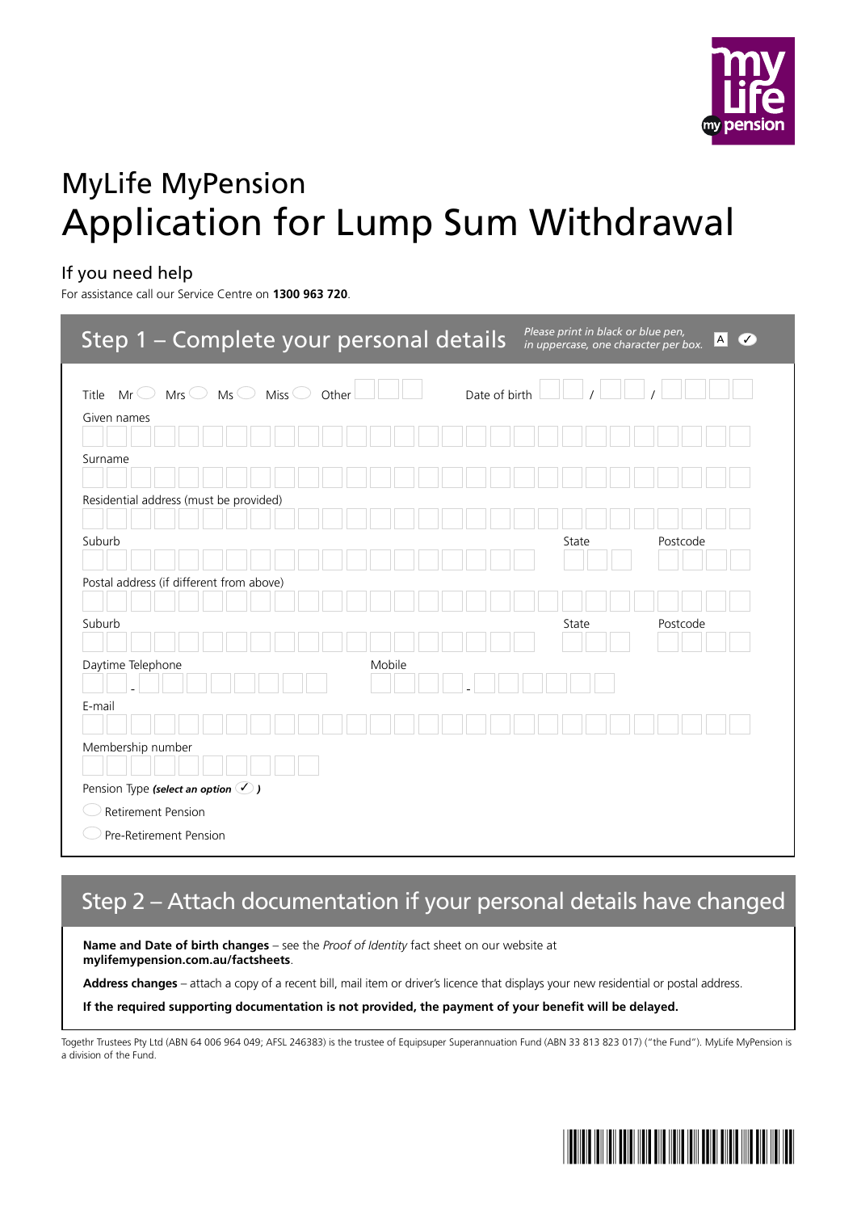# MyLife MyPension

# Application for Lump Sum Withdrawal

## If you need help

For assistance call our Service Centre on **1300 963 720**.

## Step 1 – Complete your personal details

*Please print in black or blue pen, in uppercase, one character per box.*

Title Mr ◯ Mrs ◯ Ms ◯ Miss ◯ Other

Date of birth __ / __ / ____

Given names

Surname

Residential address (must be provided)

Suburb

State

Postcode

Postal address (if different from above)

Suburb

State

Postcode

Daytime Telephone

Mobile

E-mail

Membership number

Pension Type ***(select an option ✓)***

◯ Retirement Pension

◯ Pre-Retirement Pension

## Step 2 – Attach documentation if your personal details have changed

**Name and Date of birth changes** – see the *Proof of Identity* fact sheet on our website at **mylifemypension.com.au/factsheets**.

**Address changes** – attach a copy of a recent bill, mail item or driver's licence that displays your new residential or postal address.

**If the required supporting documentation is not provided, the payment of your benefit will be delayed.**

Togethr Trustees Pty Ltd (ABN 64 006 964 049; AFSL 246383) is the trustee of Equipsuper Superannuation Fund (ABN 33 813 823 017) ("the Fund"). MyLife MyPension is a division of the Fund.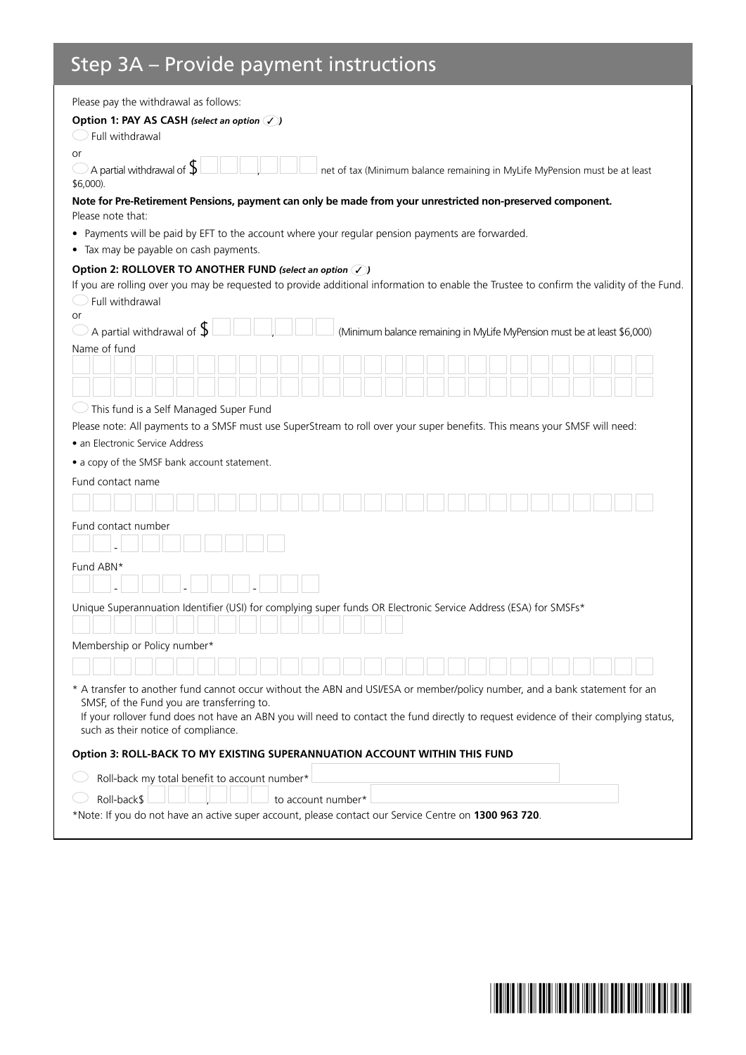## Step 3A – Provide payment instructions

Please pay the withdrawal as follows:

**Option 1: PAY AS CASH** ***(select an option ✓)***

◯ Full withdrawal

or

◯ A partial withdrawal of $ \_\_\_,\_\_\_ net of tax (Minimum balance remaining in MyLife MyPension must be at least $6,000).

**Note for Pre-Retirement Pensions, payment can only be made from your unrestricted non-preserved component.**

Please note that:

- Payments will be paid by EFT to the account where your regular pension payments are forwarded.
- Tax may be payable on cash payments.

**Option 2: ROLLOVER TO ANOTHER FUND** ***(select an option ✓)***

If you are rolling over you may be requested to provide additional information to enable the Trustee to confirm the validity of the Fund.

◯ Full withdrawal

or

◯ A partial withdrawal of $ \_\_\_,\_\_\_ (Minimum balance remaining in MyLife MyPension must be at least $6,000)

Name of fund

◯ This fund is a Self Managed Super Fund

Please note: All payments to a SMSF must use SuperStream to roll over your super benefits. This means your SMSF will need:

- an Electronic Service Address
- a copy of the SMSF bank account statement.

Fund contact name

Fund contact number

Fund ABN*

Unique Superannuation Identifier (USI) for complying super funds OR Electronic Service Address (ESA) for SMSFs*

Membership or Policy number*

\* A transfer to another fund cannot occur without the ABN and USI/ESA or member/policy number, and a bank statement for an SMSF, of the Fund you are transferring to.
If your rollover fund does not have an ABN you will need to contact the fund directly to request evidence of their complying status, such as their notice of compliance.

**Option 3: ROLL-BACK TO MY EXISTING SUPERANNUATION ACCOUNT WITHIN THIS FUND**

◯ Roll-back my total benefit to account number*

◯ Roll-back$ \_\_\_,\_\_\_ to account number*

*Note: If you do not have an active super account, please contact our Service Centre on **1300 963 720**.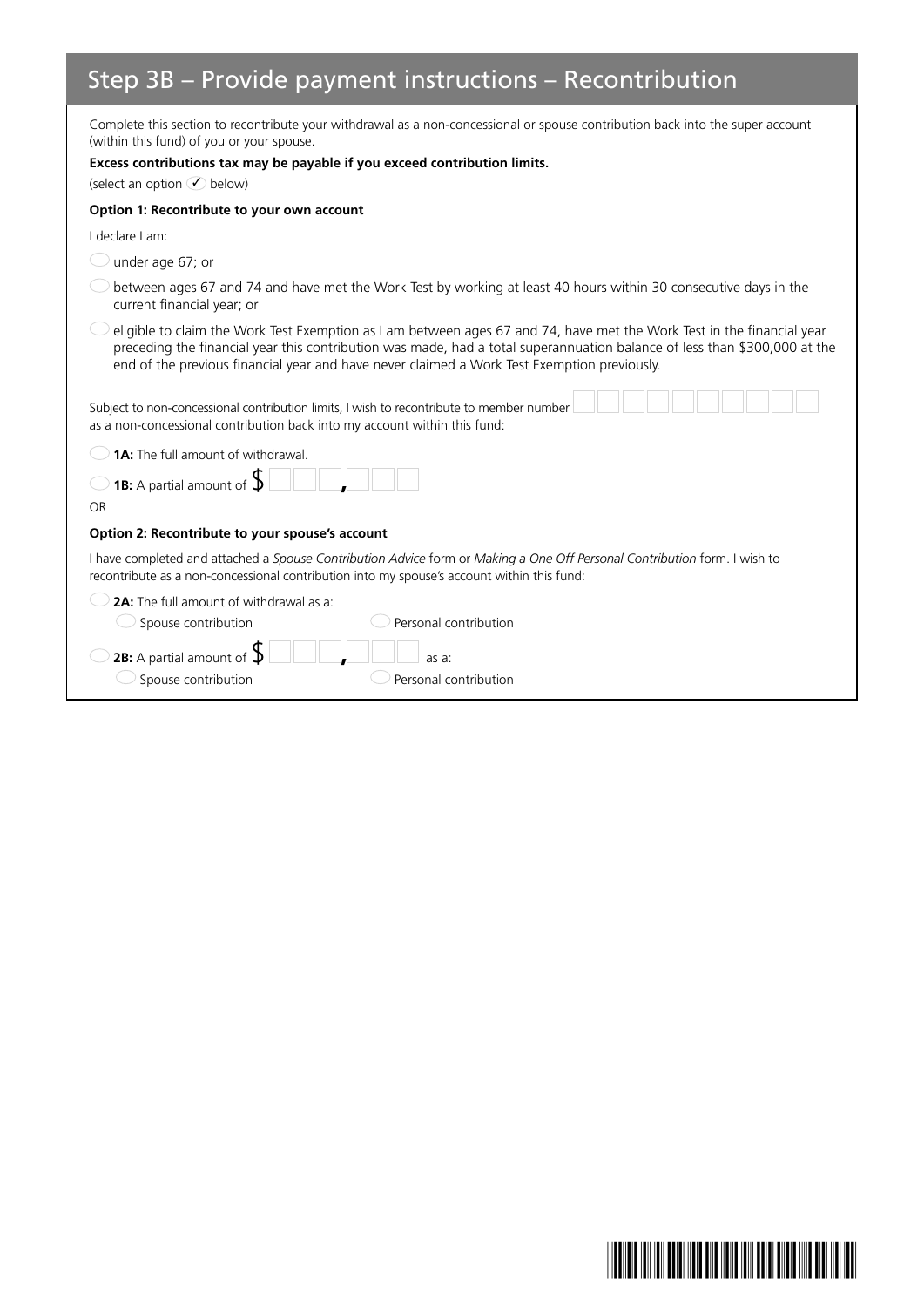## Step 3B – Provide payment instructions – Recontribution

Complete this section to recontribute your withdrawal as a non-concessional or spouse contribution back into the super account (within this fund) of you or your spouse.

**Excess contributions tax may be payable if you exceed contribution limits.**

(select an option ✓ below)

**Option 1: Recontribute to your own account**

I declare I am:

- ◯ under age 67; or
- ◯ between ages 67 and 74 and have met the Work Test by working at least 40 hours within 30 consecutive days in the current financial year; or
- ◯ eligible to claim the Work Test Exemption as I am between ages 67 and 74, have met the Work Test in the financial year preceding the financial year this contribution was made, had a total superannuation balance of less than $300,000 at the end of the previous financial year and have never claimed a Work Test Exemption previously.

Subject to non-concessional contribution limits, I wish to recontribute to member number ☐☐☐☐☐☐☐☐☐☐ as a non-concessional contribution back into my account within this fund:

- ◯ **1A:** The full amount of withdrawal.
- ◯ **1B:** A partial amount of $ ☐☐☐,☐☐☐

OR

**Option 2: Recontribute to your spouse's account**

I have completed and attached a *Spouse Contribution Advice* form or *Making a One Off Personal Contribution* form. I wish to recontribute as a non-concessional contribution into my spouse's account within this fund:

- ◯ **2A:** The full amount of withdrawal as a:
  - ◯ Spouse contribution
  - ◯ Personal contribution
- ◯ **2B:** A partial amount of $ ☐☐☐,☐☐☐ as a:
  - ◯ Spouse contribution
  - ◯ Personal contribution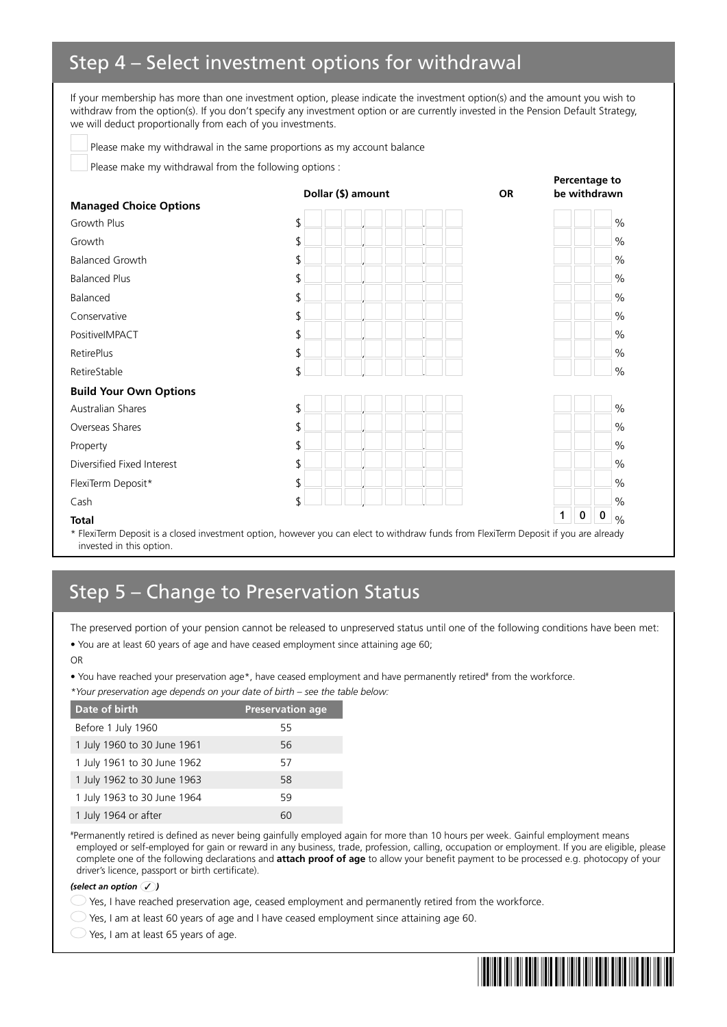## Step 4 – Select investment options for withdrawal

If your membership has more than one investment option, please indicate the investment option(s) and the amount you wish to withdraw from the option(s). If you don't specify any investment option or are currently invested in the Pension Default Strategy, we will deduct proportionally from each of you investments.

☐ Please make my withdrawal in the same proportions as my account balance

☐ Please make my withdrawal from the following options :

| | Dollar ($) amount | OR | Percentage to be withdrawn |
|---|---|---|---|
| **Managed Choice Options** | | | |
| Growth Plus | $ ___ , ___ . __ | | ___ % |
| Growth | $ ___ , ___ . __ | | ___ % |
| Balanced Growth | $ ___ , ___ . __ | | ___ % |
| Balanced Plus | $ ___ , ___ . __ | | ___ % |
| Balanced | $ ___ , ___ . __ | | ___ % |
| Conservative | $ ___ , ___ . __ | | ___ % |
| PositiveIMPACT | $ ___ , ___ . __ | | ___ % |
| RetirePlus | $ ___ , ___ . __ | | ___ % |
| RetireStable | $ ___ , ___ . __ | | ___ % |
| **Build Your Own Options** | | | |
| Australian Shares | $ ___ , ___ . __ | | ___ % |
| Overseas Shares | $ ___ , ___ . __ | | ___ % |
| Property | $ ___ , ___ . __ | | ___ % |
| Diversified Fixed Interest | $ ___ , ___ . __ | | ___ % |
| FlexiTerm Deposit* | $ ___ , ___ . __ | | ___ % |
| Cash | $ ___ , ___ . __ | | ___ % |
| **Total** | | | 100 % |

\* FlexiTerm Deposit is a closed investment option, however you can elect to withdraw funds from FlexiTerm Deposit if you are already invested in this option.

## Step 5 – Change to Preservation Status

The preserved portion of your pension cannot be released to unpreserved status until one of the following conditions have been met:

- You are at least 60 years of age and have ceased employment since attaining age 60;

OR

- You have reached your preservation age*, have ceased employment and have permanently retired# from the workforce.

*\*Your preservation age depends on your date of birth – see the table below:*

| Date of birth | Preservation age |
|---|---|
| Before 1 July 1960 | 55 |
| 1 July 1960 to 30 June 1961 | 56 |
| 1 July 1961 to 30 June 1962 | 57 |
| 1 July 1962 to 30 June 1963 | 58 |
| 1 July 1963 to 30 June 1964 | 59 |
| 1 July 1964 or after | 60 |

#Permanently retired is defined as never being gainfully employed again for more than 10 hours per week. Gainful employment means employed or self-employed for gain or reward in any business, trade, profession, calling, occupation or employment. If you are eligible, please complete one of the following declarations and **attach proof of age** to allow your benefit payment to be processed e.g. photocopy of your driver's licence, passport or birth certificate).

***(select an option ✓ )***

◯ Yes, I have reached preservation age, ceased employment and permanently retired from the workforce.

◯ Yes, I am at least 60 years of age and I have ceased employment since attaining age 60.

◯ Yes, I am at least 65 years of age.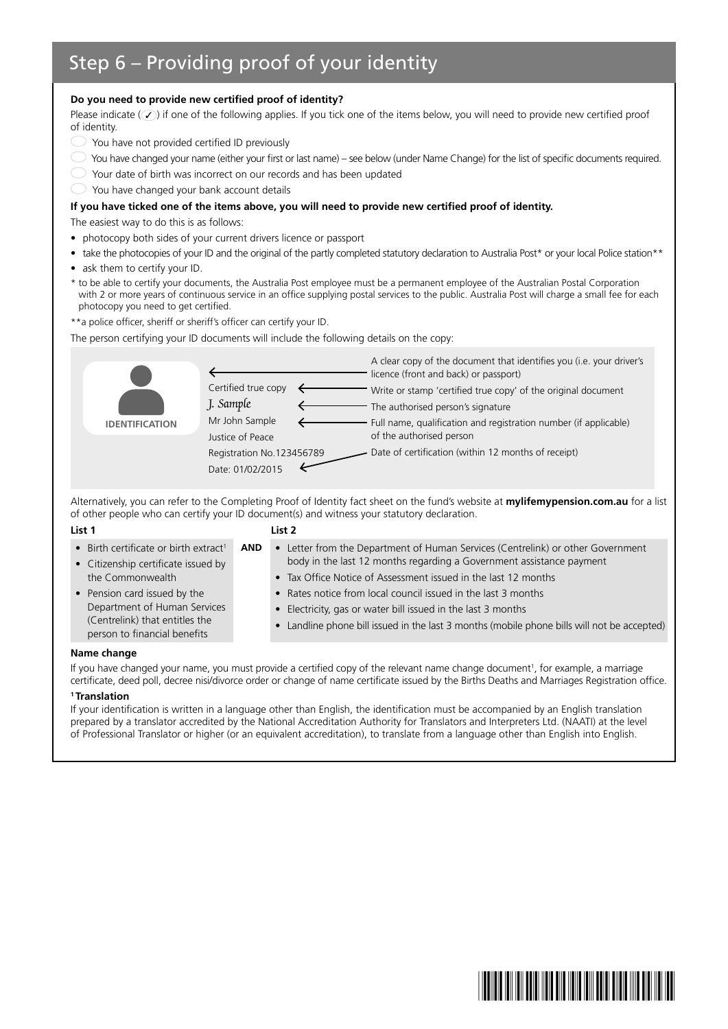## Step 6 – Providing proof of your identity

**Do you need to provide new certified proof of identity?**

Please indicate (✓) if one of the following applies. If you tick one of the items below, you will need to provide new certified proof of identity.

- ◯ You have not provided certified ID previously
- ◯ You have changed your name (either your first or last name) – see below (under Name Change) for the list of specific documents required.
- ◯ Your date of birth was incorrect on our records and has been updated
- ◯ You have changed your bank account details

**If you have ticked one of the items above, you will need to provide new certified proof of identity.**

The easiest way to do this is as follows:

- photocopy both sides of your current drivers licence or passport
- take the photocopies of your ID and the original of the partly completed statutory declaration to Australia Post* or your local Police station**
- ask them to certify your ID.

\* to be able to certify your documents, the Australia Post employee must be a permanent employee of the Australian Postal Corporation with 2 or more years of continuous service in an office supplying postal services to the public. Australia Post will charge a small fee for each photocopy you need to get certified.

\*\*a police officer, sheriff or sheriff's officer can certify your ID.

The person certifying your ID documents will include the following details on the copy:

IDENTIFICATION — A clear copy of the document that identifies you (i.e. your driver's licence (front and back) or passport)

Certified true copy — Write or stamp 'certified true copy' of the original document

*J. Sample* — The authorised person's signature

Mr John Sample
Justice of Peace
Registration No.123456789 — Full name, qualification and registration number (if applicable) of the authorised person

Date: 01/02/2015 — Date of certification (within 12 months of receipt)

Alternatively, you can refer to the Completing Proof of Identity fact sheet on the fund's website at **mylifemypension.com.au** for a list of other people who can certify your ID document(s) and witness your statutory declaration.

| List 1 | | List 2 |
|---|---|---|
| • Birth certificate or birth extract[1]<br>• Citizenship certificate issued by the Commonwealth<br>• Pension card issued by the Department of Human Services (Centrelink) that entitles the person to financial benefits | **AND** | • Letter from the Department of Human Services (Centrelink) or other Government body in the last 12 months regarding a Government assistance payment<br>• Tax Office Notice of Assessment issued in the last 12 months<br>• Rates notice from local council issued in the last 3 months<br>• Electricity, gas or water bill issued in the last 3 months<br>• Landline phone bill issued in the last 3 months (mobile phone bills will not be accepted) |

**Name change**

If you have changed your name, you must provide a certified copy of the relevant name change document[1], for example, a marriage certificate, deed poll, decree nisi/divorce order or change of name certificate issued by the Births Deaths and Marriages Registration office.

**[1] Translation**

If your identification is written in a language other than English, the identification must be accompanied by an English translation prepared by a translator accredited by the National Accreditation Authority for Translators and Interpreters Ltd. (NAATI) at the level of Professional Translator or higher (or an equivalent accreditation), to translate from a language other than English into English.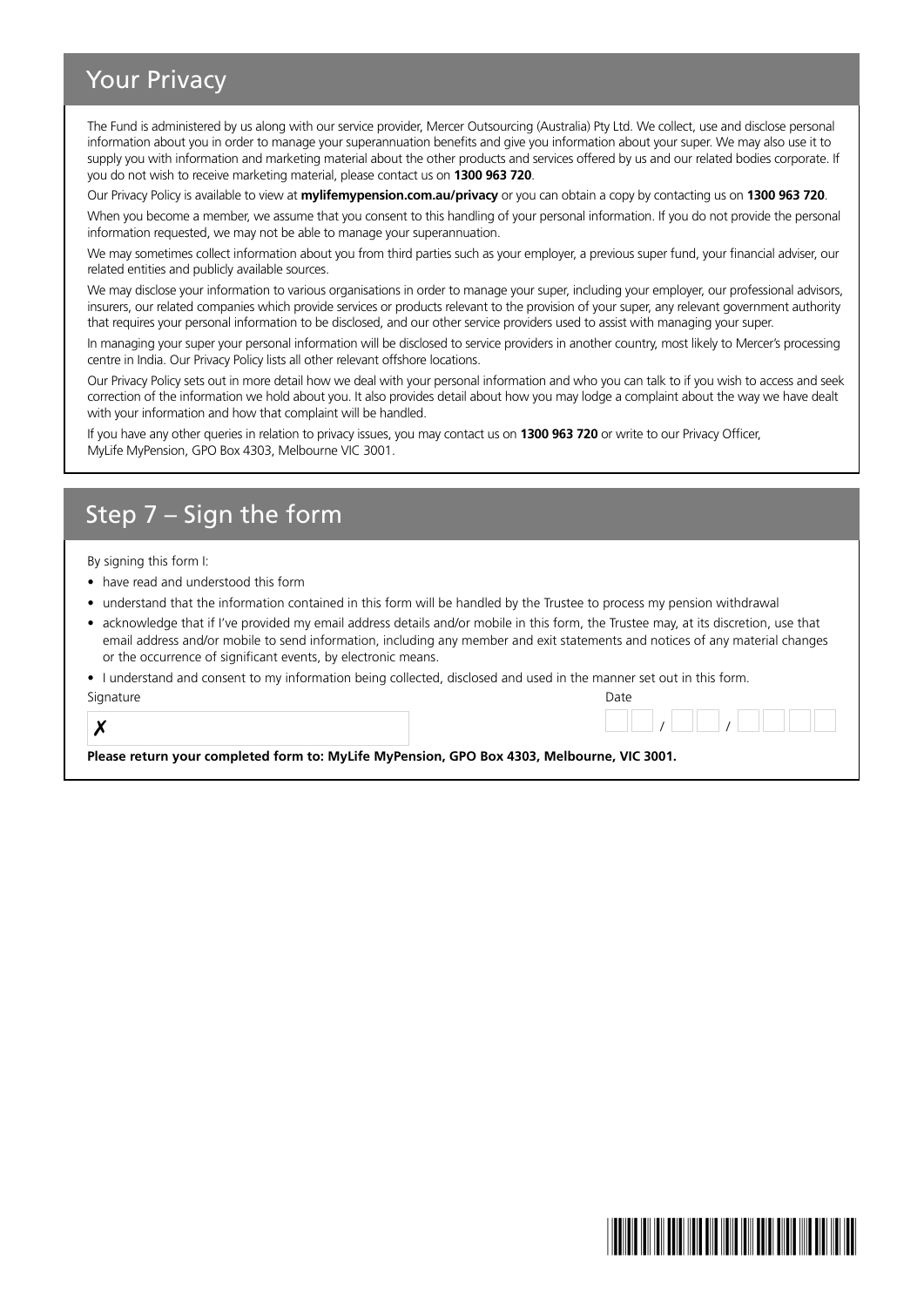## Your Privacy

The Fund is administered by us along with our service provider, Mercer Outsourcing (Australia) Pty Ltd. We collect, use and disclose personal information about you in order to manage your superannuation benefits and give you information about your super. We may also use it to supply you with information and marketing material about the other products and services offered by us and our related bodies corporate. If you do not wish to receive marketing material, please contact us on **1300 963 720**.

Our Privacy Policy is available to view at **mylifemypension.com.au/privacy** or you can obtain a copy by contacting us on **1300 963 720**.

When you become a member, we assume that you consent to this handling of your personal information. If you do not provide the personal information requested, we may not be able to manage your superannuation.

We may sometimes collect information about you from third parties such as your employer, a previous super fund, your financial adviser, our related entities and publicly available sources.

We may disclose your information to various organisations in order to manage your super, including your employer, our professional advisors, insurers, our related companies which provide services or products relevant to the provision of your super, any relevant government authority that requires your personal information to be disclosed, and our other service providers used to assist with managing your super.

In managing your super your personal information will be disclosed to service providers in another country, most likely to Mercer's processing centre in India. Our Privacy Policy lists all other relevant offshore locations.

Our Privacy Policy sets out in more detail how we deal with your personal information and who you can talk to if you wish to access and seek correction of the information we hold about you. It also provides detail about how you may lodge a complaint about the way we have dealt with your information and how that complaint will be handled.

If you have any other queries in relation to privacy issues, you may contact us on **1300 963 720** or write to our Privacy Officer, MyLife MyPension, GPO Box 4303, Melbourne VIC 3001.

## Step 7 – Sign the form

By signing this form I:

- have read and understood this form
- understand that the information contained in this form will be handled by the Trustee to process my pension withdrawal
- acknowledge that if I've provided my email address details and/or mobile in this form, the Trustee may, at its discretion, use that email address and/or mobile to send information, including any member and exit statements and notices of any material changes or the occurrence of significant events, by electronic means.
- I understand and consent to my information being collected, disclosed and used in the manner set out in this form.

Signature

✗ ____________________

Date

__ __ / __ __ / __ __ __ __

**Please return your completed form to: MyLife MyPension, GPO Box 4303, Melbourne, VIC 3001.**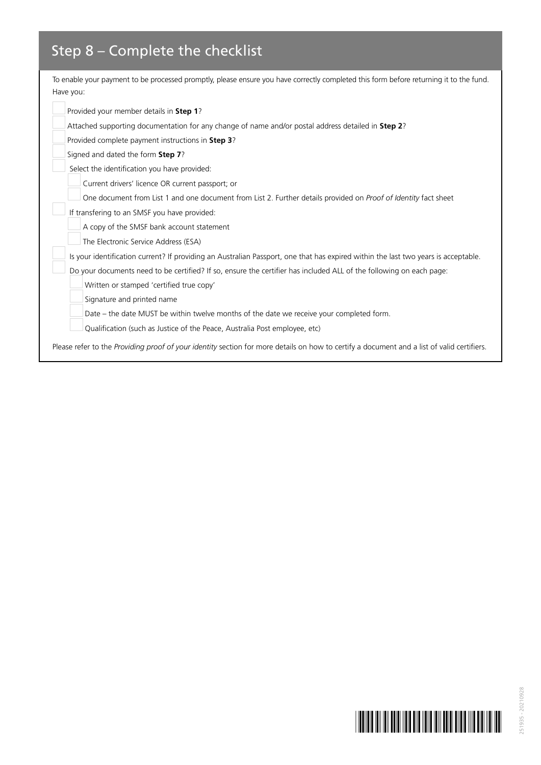## Step 8 – Complete the checklist

To enable your payment to be processed promptly, please ensure you have correctly completed this form before returning it to the fund. Have you:

- [ ] Provided your member details in **Step 1**?
- [ ] Attached supporting documentation for any change of name and/or postal address detailed in **Step 2**?
- [ ] Provided complete payment instructions in **Step 3**?
- [ ] Signed and dated the form **Step 7**?
- [ ] Select the identification you have provided:
  - [ ] Current drivers' licence OR current passport; or
  - [ ] One document from List 1 and one document from List 2. Further details provided on *Proof of Identity* fact sheet
- [ ] If transfering to an SMSF you have provided:
  - [ ] A copy of the SMSF bank account statement
  - [ ] The Electronic Service Address (ESA)
- [ ] Is your identification current? If providing an Australian Passport, one that has expired within the last two years is acceptable.
- [ ] Do your documents need to be certified? If so, ensure the certifier has included ALL of the following on each page:
  - [ ] Written or stamped 'certified true copy'
  - [ ] Signature and printed name
  - [ ] Date – the date MUST be within twelve months of the date we receive your completed form.
  - [ ] Qualification (such as Justice of the Peace, Australia Post employee, etc)

Please refer to the *Providing proof of your identity* section for more details on how to certify a document and a list of valid certifiers.

251935 - 20210928